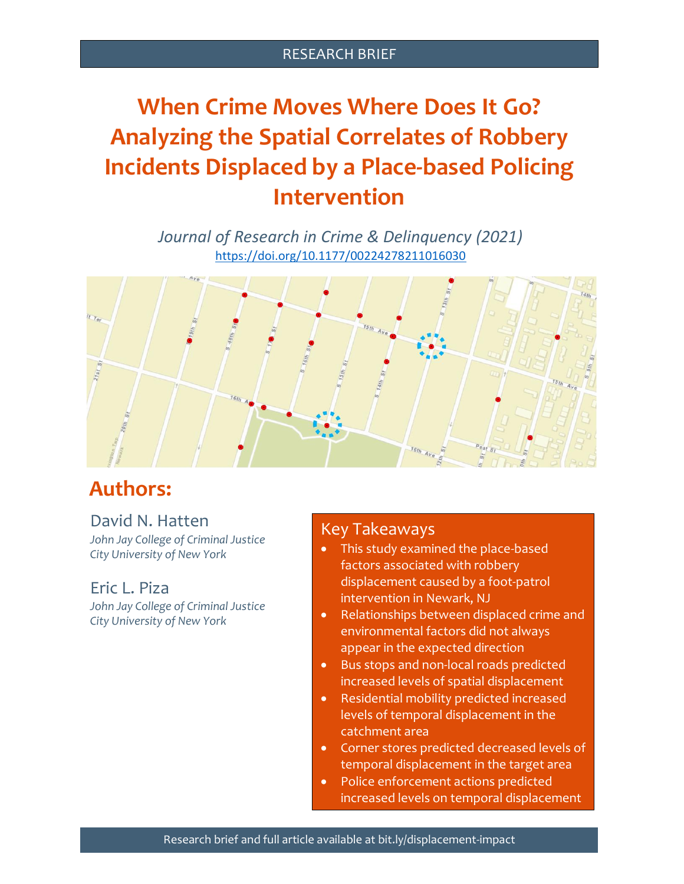RESEARCH BRIEF

# When Crime Moves Where Does It Go? Analyzing the Spatial Correlates of Robbery Incidents Displaced by a Place-based Policing Intervention

*Journal of Research in Crime & Delinquency (2021)*
https://doi.org/10.1177/00224278211016030

## Authors:

David N. Hatten
*John Jay College of Criminal Justice*
*City University of New York*

Eric L. Piza
*John Jay College of Criminal Justice*
*City University of New York*

### Key Takeaways

- This study examined the place-based factors associated with robbery displacement caused by a foot-patrol intervention in Newark, NJ
- Relationships between displaced crime and environmental factors did not always appear in the expected direction
- Bus stops and non-local roads predicted increased levels of spatial displacement
- Residential mobility predicted increased levels of temporal displacement in the catchment area
- Corner stores predicted decreased levels of temporal displacement in the target area
- Police enforcement actions predicted increased levels on temporal displacement

Research brief and full article available at bit.ly/displacement-impact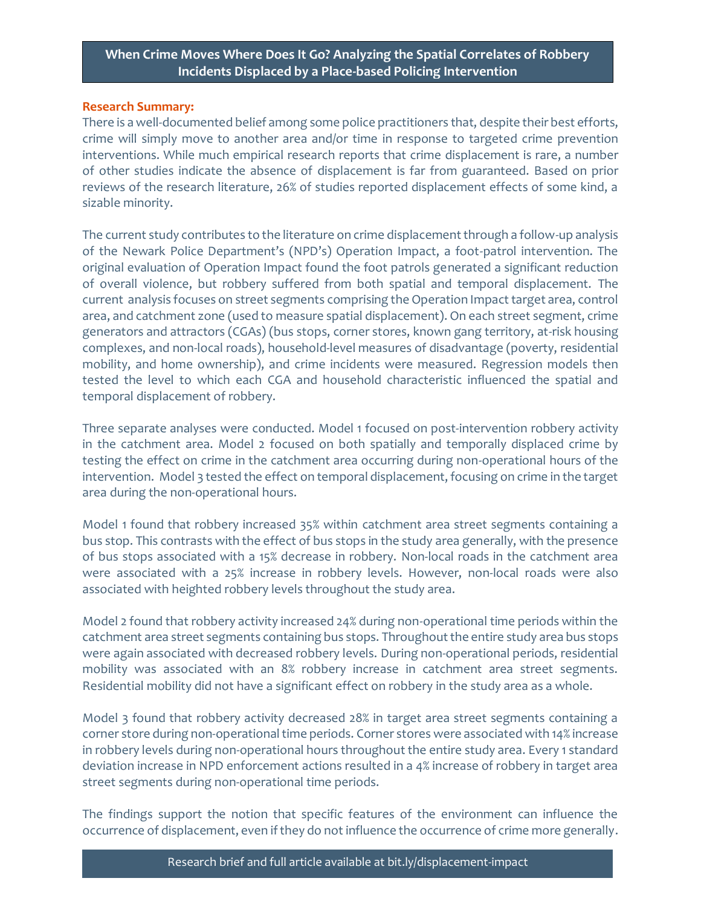## When Crime Moves Where Does It Go? Analyzing the Spatial Correlates of Robbery Incidents Displaced by a Place-based Policing Intervention

**Research Summary:**

There is a well-documented belief among some police practitioners that, despite their best efforts, crime will simply move to another area and/or time in response to targeted crime prevention interventions. While much empirical research reports that crime displacement is rare, a number of other studies indicate the absence of displacement is far from guaranteed. Based on prior reviews of the research literature, 26% of studies reported displacement effects of some kind, a sizable minority.

The current study contributes to the literature on crime displacement through a follow-up analysis of the Newark Police Department's (NPD's) Operation Impact, a foot-patrol intervention. The original evaluation of Operation Impact found the foot patrols generated a significant reduction of overall violence, but robbery suffered from both spatial and temporal displacement. The current analysis focuses on street segments comprising the Operation Impact target area, control area, and catchment zone (used to measure spatial displacement). On each street segment, crime generators and attractors (CGAs) (bus stops, corner stores, known gang territory, at-risk housing complexes, and non-local roads), household-level measures of disadvantage (poverty, residential mobility, and home ownership), and crime incidents were measured. Regression models then tested the level to which each CGA and household characteristic influenced the spatial and temporal displacement of robbery.

Three separate analyses were conducted. Model 1 focused on post-intervention robbery activity in the catchment area. Model 2 focused on both spatially and temporally displaced crime by testing the effect on crime in the catchment area occurring during non-operational hours of the intervention. Model 3 tested the effect on temporal displacement, focusing on crime in the target area during the non-operational hours.

Model 1 found that robbery increased 35% within catchment area street segments containing a bus stop. This contrasts with the effect of bus stops in the study area generally, with the presence of bus stops associated with a 15% decrease in robbery. Non-local roads in the catchment area were associated with a 25% increase in robbery levels. However, non-local roads were also associated with heighted robbery levels throughout the study area.

Model 2 found that robbery activity increased 24% during non-operational time periods within the catchment area street segments containing bus stops. Throughout the entire study area bus stops were again associated with decreased robbery levels. During non-operational periods, residential mobility was associated with an 8% robbery increase in catchment area street segments. Residential mobility did not have a significant effect on robbery in the study area as a whole.

Model 3 found that robbery activity decreased 28% in target area street segments containing a corner store during non-operational time periods. Corner stores were associated with 14% increase in robbery levels during non-operational hours throughout the entire study area. Every 1 standard deviation increase in NPD enforcement actions resulted in a 4% increase of robbery in target area street segments during non-operational time periods.

The findings support the notion that specific features of the environment can influence the occurrence of displacement, even if they do not influence the occurrence of crime more generally.

Research brief and full article available at bit.ly/displacement-impact